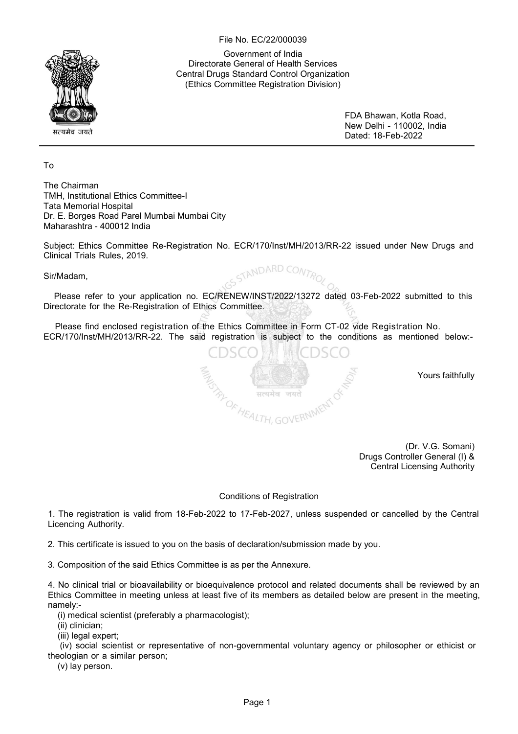File No. EC/22/000039

Government of India
Directorate General of Health Services
Central Drugs Standard Control Organization
(Ethics Committee Registration Division)

FDA Bhawan, Kotla Road,
New Delhi - 110002, India
Dated: 18-Feb-2022

To

The Chairman
TMH, Institutional Ethics Committee-I
Tata Memorial Hospital
Dr. E. Borges Road Parel Mumbai Mumbai City
Maharashtra - 400012 India

Subject: Ethics Committee Re-Registration No. ECR/170/Inst/MH/2013/RR-22 issued under New Drugs and Clinical Trials Rules, 2019.

Sir/Madam,

Please refer to your application no. EC/RENEW/INST/2022/13272 dated 03-Feb-2022 submitted to this Directorate for the Re-Registration of Ethics Committee.

Please find enclosed registration of the Ethics Committee in Form CT-02 vide Registration No. ECR/170/Inst/MH/2013/RR-22. The said registration is subject to the conditions as mentioned below:-

Yours faithfully

(Dr. V.G. Somani)
Drugs Controller General (I) &
Central Licensing Authority

## Conditions of Registration

1. The registration is valid from 18-Feb-2022 to 17-Feb-2027, unless suspended or cancelled by the Central Licencing Authority.

2. This certificate is issued to you on the basis of declaration/submission made by you.

3. Composition of the said Ethics Committee is as per the Annexure.

4. No clinical trial or bioavailability or bioequivalence protocol and related documents shall be reviewed by an Ethics Committee in meeting unless at least five of its members as detailed below are present in the meeting, namely:-
   (i) medical scientist (preferably a pharmacologist);
   (ii) clinician;
   (iii) legal expert;
   (iv) social scientist or representative of non-governmental voluntary agency or philosopher or ethicist or theologian or a similar person;
   (v) lay person.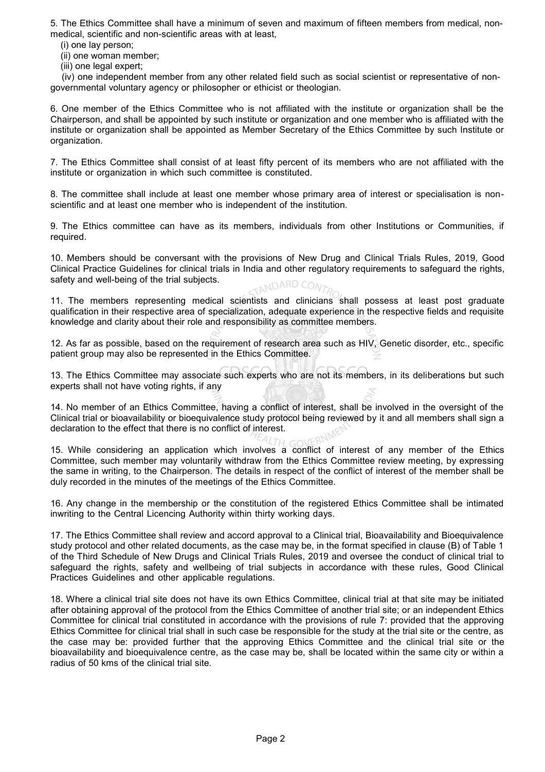5. The Ethics Committee shall have a minimum of seven and maximum of fifteen members from medical, non-medical, scientific and non-scientific areas with at least,

(i) one lay person;

(ii) one woman member;

(iii) one legal expert;

(iv) one independent member from any other related field such as social scientist or representative of non-governmental voluntary agency or philosopher or ethicist or theologian.

6. One member of the Ethics Committee who is not affiliated with the institute or organization shall be the Chairperson, and shall be appointed by such institute or organization and one member who is affiliated with the institute or organization shall be appointed as Member Secretary of the Ethics Committee by such Institute or organization.

7. The Ethics Committee shall consist of at least fifty percent of its members who are not affiliated with the institute or organization in which such committee is constituted.

8. The committee shall include at least one member whose primary area of interest or specialisation is non-scientific and at least one member who is independent of the institution.

9. The Ethics committee can have as its members, individuals from other Institutions or Communities, if required.

10. Members should be conversant with the provisions of New Drug and Clinical Trials Rules, 2019, Good Clinical Practice Guidelines for clinical trials in India and other regulatory requirements to safeguard the rights, safety and well-being of the trial subjects.

11. The members representing medical scientists and clinicians shall possess at least post graduate qualification in their respective area of specialization, adequate experience in the respective fields and requisite knowledge and clarity about their role and responsibility as committee members.

12. As far as possible, based on the requirement of research area such as HIV, Genetic disorder, etc., specific patient group may also be represented in the Ethics Committee.

13. The Ethics Committee may associate such experts who are not its members, in its deliberations but such experts shall not have voting rights, if any

14. No member of an Ethics Committee, having a conflict of interest, shall be involved in the oversight of the Clinical trial or bioavailability or bioequivalence study protocol being reviewed by it and all members shall sign a declaration to the effect that there is no conflict of interest.

15. While considering an application which involves a conflict of interest of any member of the Ethics Committee, such member may voluntarily withdraw from the Ethics Committee review meeting, by expressing the same in writing, to the Chairperson. The details in respect of the conflict of interest of the member shall be duly recorded in the minutes of the meetings of the Ethics Committee.

16. Any change in the membership or the constitution of the registered Ethics Committee shall be intimated inwriting to the Central Licencing Authority within thirty working days.

17. The Ethics Committee shall review and accord approval to a Clinical trial, Bioavailability and Bioequivalence study protocol and other related documents, as the case may be, in the format specified in clause (B) of Table 1 of the Third Schedule of New Drugs and Clinical Trials Rules, 2019 and oversee the conduct of clinical trial to safeguard the rights, safety and wellbeing of trial subjects in accordance with these rules, Good Clinical Practices Guidelines and other applicable regulations.

18. Where a clinical trial site does not have its own Ethics Committee, clinical trial at that site may be initiated after obtaining approval of the protocol from the Ethics Committee of another trial site; or an independent Ethics Committee for clinical trial constituted in accordance with the provisions of rule 7: provided that the approving Ethics Committee for clinical trial shall in such case be responsible for the study at the trial site or the centre, as the case may be: provided further that the approving Ethics Committee and the clinical trial site or the bioavailability and bioequivalence centre, as the case may be, shall be located within the same city or within a radius of 50 kms of the clinical trial site.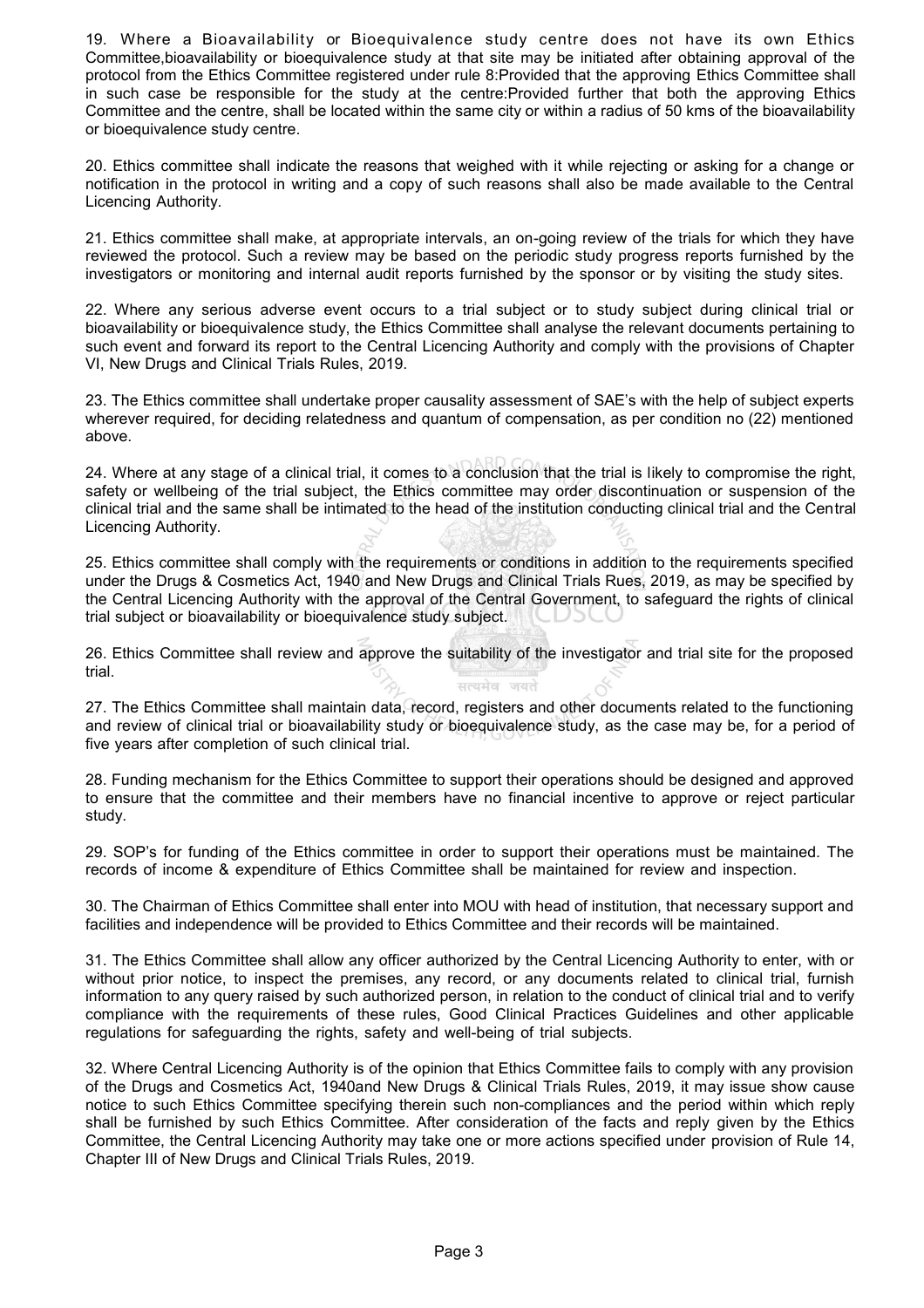19. Where a Bioavailability or Bioequivalence study centre does not have its own Ethics Committee,bioavailability or bioequivalence study at that site may be initiated after obtaining approval of the protocol from the Ethics Committee registered under rule 8:Provided that the approving Ethics Committee shall in such case be responsible for the study at the centre:Provided further that both the approving Ethics Committee and the centre, shall be located within the same city or within a radius of 50 kms of the bioavailability or bioequivalence study centre.

20. Ethics committee shall indicate the reasons that weighed with it while rejecting or asking for a change or notification in the protocol in writing and a copy of such reasons shall also be made available to the Central Licencing Authority.

21. Ethics committee shall make, at appropriate intervals, an on-going review of the trials for which they have reviewed the protocol. Such a review may be based on the periodic study progress reports furnished by the investigators or monitoring and internal audit reports furnished by the sponsor or by visiting the study sites.

22. Where any serious adverse event occurs to a trial subject or to study subject during clinical trial or bioavailability or bioequivalence study, the Ethics Committee shall analyse the relevant documents pertaining to such event and forward its report to the Central Licencing Authority and comply with the provisions of Chapter VI, New Drugs and Clinical Trials Rules, 2019.

23. The Ethics committee shall undertake proper causality assessment of SAE's with the help of subject experts wherever required, for deciding relatedness and quantum of compensation, as per condition no (22) mentioned above.

24. Where at any stage of a clinical trial, it comes to a conclusion that the trial is likely to compromise the right, safety or wellbeing of the trial subject, the Ethics committee may order discontinuation or suspension of the clinical trial and the same shall be intimated to the head of the institution conducting clinical trial and the Central Licencing Authority.

25. Ethics committee shall comply with the requirements or conditions in addition to the requirements specified under the Drugs & Cosmetics Act, 1940 and New Drugs and Clinical Trials Rues, 2019, as may be specified by the Central Licencing Authority with the approval of the Central Government, to safeguard the rights of clinical trial subject or bioavailability or bioequivalence study subject.

26. Ethics Committee shall review and approve the suitability of the investigator and trial site for the proposed trial.

27. The Ethics Committee shall maintain data, record, registers and other documents related to the functioning and review of clinical trial or bioavailability study or bioequivalence study, as the case may be, for a period of five years after completion of such clinical trial.

28. Funding mechanism for the Ethics Committee to support their operations should be designed and approved to ensure that the committee and their members have no financial incentive to approve or reject particular study.

29. SOP's for funding of the Ethics committee in order to support their operations must be maintained. The records of income & expenditure of Ethics Committee shall be maintained for review and inspection.

30. The Chairman of Ethics Committee shall enter into MOU with head of institution, that necessary support and facilities and independence will be provided to Ethics Committee and their records will be maintained.

31. The Ethics Committee shall allow any officer authorized by the Central Licencing Authority to enter, with or without prior notice, to inspect the premises, any record, or any documents related to clinical trial, furnish information to any query raised by such authorized person, in relation to the conduct of clinical trial and to verify compliance with the requirements of these rules, Good Clinical Practices Guidelines and other applicable regulations for safeguarding the rights, safety and well-being of trial subjects.

32. Where Central Licencing Authority is of the opinion that Ethics Committee fails to comply with any provision of the Drugs and Cosmetics Act, 1940and New Drugs & Clinical Trials Rules, 2019, it may issue show cause notice to such Ethics Committee specifying therein such non-compliances and the period within which reply shall be furnished by such Ethics Committee. After consideration of the facts and reply given by the Ethics Committee, the Central Licencing Authority may take one or more actions specified under provision of Rule 14, Chapter III of New Drugs and Clinical Trials Rules, 2019.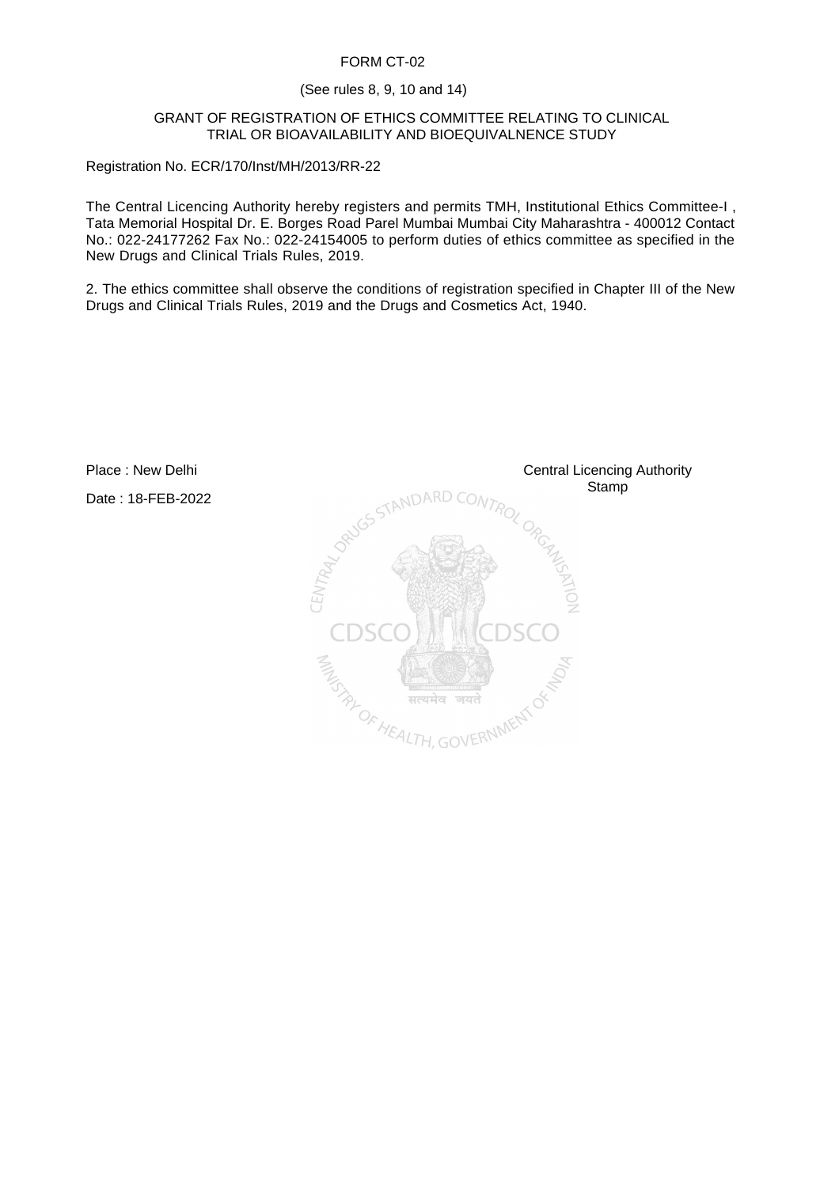FORM CT-02

(See rules 8, 9, 10 and 14)

GRANT OF REGISTRATION OF ETHICS COMMITTEE RELATING TO CLINICAL TRIAL OR BIOAVAILABILITY AND BIOEQUIVALNENCE STUDY

Registration No. ECR/170/Inst/MH/2013/RR-22

The Central Licencing Authority hereby registers and permits TMH, Institutional Ethics Committee-I , Tata Memorial Hospital Dr. E. Borges Road Parel Mumbai Mumbai City Maharashtra - 400012 Contact No.: 022-24177262 Fax No.: 022-24154005 to perform duties of ethics committee as specified in the New Drugs and Clinical Trials Rules, 2019.

2. The ethics committee shall observe the conditions of registration specified in Chapter III of the New Drugs and Clinical Trials Rules, 2019 and the Drugs and Cosmetics Act, 1940.

Place : New Delhi

Date : 18-FEB-2022

Central Licencing Authority
Stamp

CENTRAL DRUGS STANDARD CONTROL ORGANISATION

CDSCO CDSCO

सत्यमेव जयते

MINISTRY OF HEALTH, GOVERNMENT OF INDIA